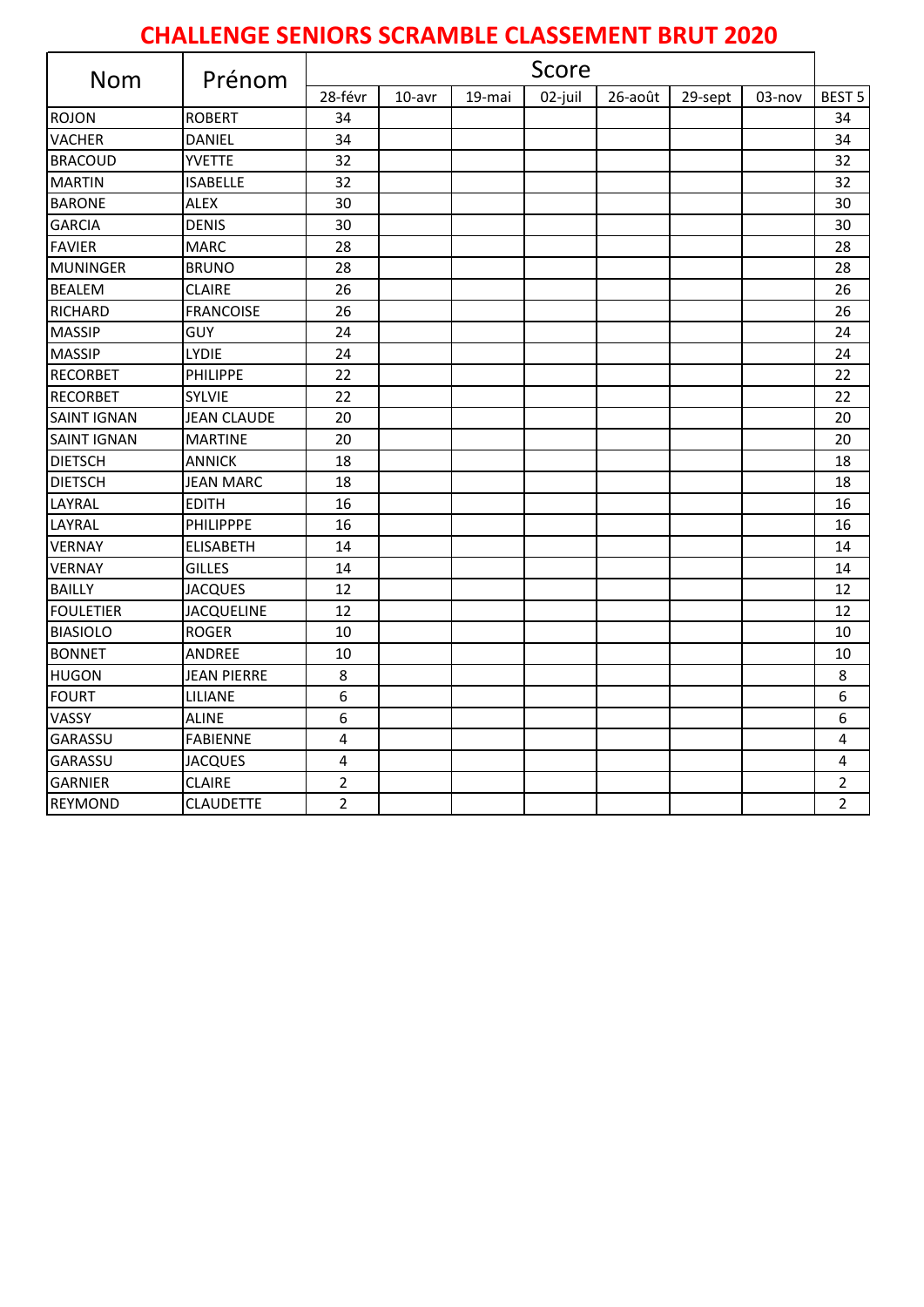# CHALLENGE SENIORS SCRAMBLE CLASSEMENT BRUT 2020

| Nom | Prénom | Score | | | | | | | |
|---|---|---|---|---|---|---|---|---|---|
| | | 28-févr | 10-avr | 19-mai | 02-juil | 26-août | 29-sept | 03-nov | BEST 5 |
| ROJON | ROBERT | 34 | | | | | | | 34 |
| VACHER | DANIEL | 34 | | | | | | | 34 |
| BRACOUD | YVETTE | 32 | | | | | | | 32 |
| MARTIN | ISABELLE | 32 | | | | | | | 32 |
| BARONE | ALEX | 30 | | | | | | | 30 |
| GARCIA | DENIS | 30 | | | | | | | 30 |
| FAVIER | MARC | 28 | | | | | | | 28 |
| MUNINGER | BRUNO | 28 | | | | | | | 28 |
| BEALEM | CLAIRE | 26 | | | | | | | 26 |
| RICHARD | FRANCOISE | 26 | | | | | | | 26 |
| MASSIP | GUY | 24 | | | | | | | 24 |
| MASSIP | LYDIE | 24 | | | | | | | 24 |
| RECORBET | PHILIPPE | 22 | | | | | | | 22 |
| RECORBET | SYLVIE | 22 | | | | | | | 22 |
| SAINT IGNAN | JEAN CLAUDE | 20 | | | | | | | 20 |
| SAINT IGNAN | MARTINE | 20 | | | | | | | 20 |
| DIETSCH | ANNICK | 18 | | | | | | | 18 |
| DIETSCH | JEAN MARC | 18 | | | | | | | 18 |
| LAYRAL | EDITH | 16 | | | | | | | 16 |
| LAYRAL | PHILIPPPE | 16 | | | | | | | 16 |
| VERNAY | ELISABETH | 14 | | | | | | | 14 |
| VERNAY | GILLES | 14 | | | | | | | 14 |
| BAILLY | JACQUES | 12 | | | | | | | 12 |
| FOULETIER | JACQUELINE | 12 | | | | | | | 12 |
| BIASIOLO | ROGER | 10 | | | | | | | 10 |
| BONNET | ANDREE | 10 | | | | | | | 10 |
| HUGON | JEAN PIERRE | 8 | | | | | | | 8 |
| FOURT | LILIANE | 6 | | | | | | | 6 |
| VASSY | ALINE | 6 | | | | | | | 6 |
| GARASSU | FABIENNE | 4 | | | | | | | 4 |
| GARASSU | JACQUES | 4 | | | | | | | 4 |
| GARNIER | CLAIRE | 2 | | | | | | | 2 |
| REYMOND | CLAUDETTE | 2 | | | | | | | 2 |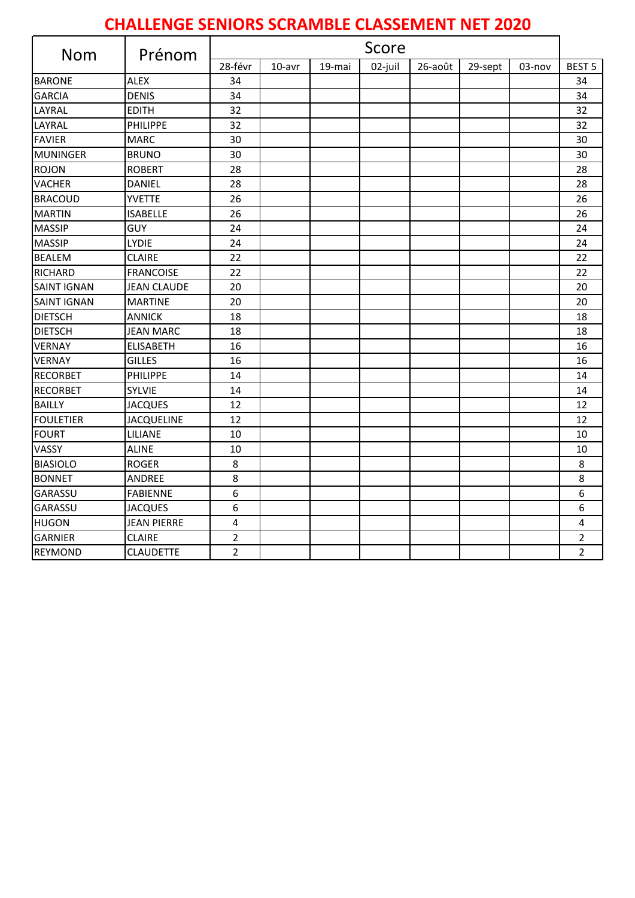# CHALLENGE SENIORS SCRAMBLE CLASSEMENT NET 2020

| Nom | Prénom | Score | | | | | | | |
|---|---|---|---|---|---|---|---|---|---|
| | | 28-févr | 10-avr | 19-mai | 02-juil | 26-août | 29-sept | 03-nov | BEST 5 |
| BARONE | ALEX | 34 | | | | | | | 34 |
| GARCIA | DENIS | 34 | | | | | | | 34 |
| LAYRAL | EDITH | 32 | | | | | | | 32 |
| LAYRAL | PHILIPPE | 32 | | | | | | | 32 |
| FAVIER | MARC | 30 | | | | | | | 30 |
| MUNINGER | BRUNO | 30 | | | | | | | 30 |
| ROJON | ROBERT | 28 | | | | | | | 28 |
| VACHER | DANIEL | 28 | | | | | | | 28 |
| BRACOUD | YVETTE | 26 | | | | | | | 26 |
| MARTIN | ISABELLE | 26 | | | | | | | 26 |
| MASSIP | GUY | 24 | | | | | | | 24 |
| MASSIP | LYDIE | 24 | | | | | | | 24 |
| BEALEM | CLAIRE | 22 | | | | | | | 22 |
| RICHARD | FRANCOISE | 22 | | | | | | | 22 |
| SAINT IGNAN | JEAN CLAUDE | 20 | | | | | | | 20 |
| SAINT IGNAN | MARTINE | 20 | | | | | | | 20 |
| DIETSCH | ANNICK | 18 | | | | | | | 18 |
| DIETSCH | JEAN MARC | 18 | | | | | | | 18 |
| VERNAY | ELISABETH | 16 | | | | | | | 16 |
| VERNAY | GILLES | 16 | | | | | | | 16 |
| RECORBET | PHILIPPE | 14 | | | | | | | 14 |
| RECORBET | SYLVIE | 14 | | | | | | | 14 |
| BAILLY | JACQUES | 12 | | | | | | | 12 |
| FOULETIER | JACQUELINE | 12 | | | | | | | 12 |
| FOURT | LILIANE | 10 | | | | | | | 10 |
| VASSY | ALINE | 10 | | | | | | | 10 |
| BIASIOLO | ROGER | 8 | | | | | | | 8 |
| BONNET | ANDREE | 8 | | | | | | | 8 |
| GARASSU | FABIENNE | 6 | | | | | | | 6 |
| GARASSU | JACQUES | 6 | | | | | | | 6 |
| HUGON | JEAN PIERRE | 4 | | | | | | | 4 |
| GARNIER | CLAIRE | 2 | | | | | | | 2 |
| REYMOND | CLAUDETTE | 2 | | | | | | | 2 |